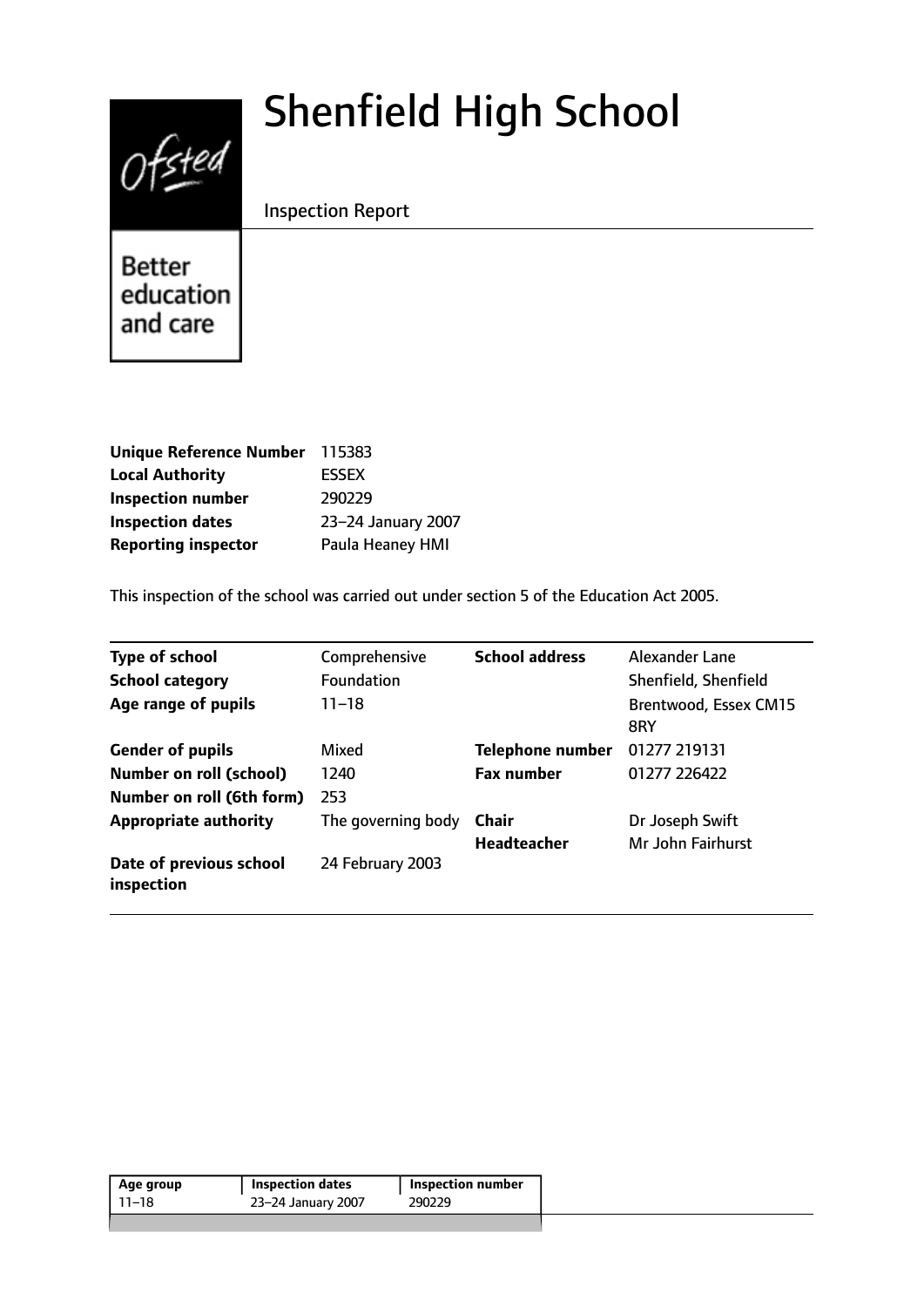# Shenfield High School

Inspection Report

Ofsted

Better education and care

| | |
|---|---|
| **Unique Reference Number** | 115383 |
| **Local Authority** | ESSEX |
| **Inspection number** | 290229 |
| **Inspection dates** | 23–24 January 2007 |
| **Reporting inspector** | Paula Heaney HMI |

This inspection of the school was carried out under section 5 of the Education Act 2005.

| | | | |
|---|---|---|---|
| **Type of school** | Comprehensive | **School address** | Alexander Lane |
| **School category** | Foundation | | Shenfield, Shenfield |
| **Age range of pupils** | 11–18 | | Brentwood, Essex CM15 8RY |
| **Gender of pupils** | Mixed | **Telephone number** | 01277 219131 |
| **Number on roll (school)** | 1240 | **Fax number** | 01277 226422 |
| **Number on roll (6th form)** | 253 | | |
| **Appropriate authority** | The governing body | **Chair** | Dr Joseph Swift |
| | | **Headteacher** | Mr John Fairhurst |
| **Date of previous school inspection** | 24 February 2003 | | |

| Age group | Inspection dates | Inspection number |
|---|---|---|
| 11–18 | 23–24 January 2007 | 290229 |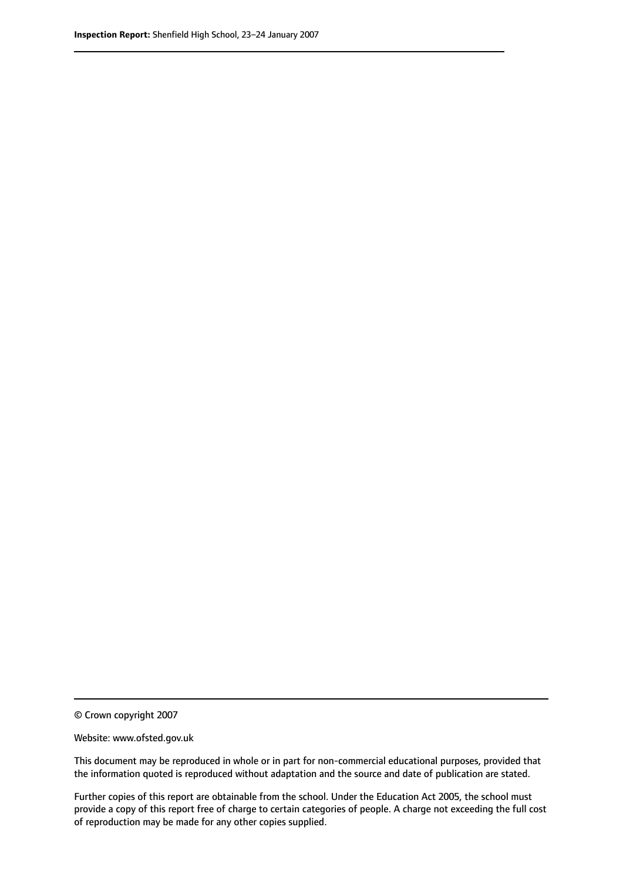© Crown copyright 2007

Website: www.ofsted.gov.uk

This document may be reproduced in whole or in part for non-commercial educational purposes, provided that the information quoted is reproduced without adaptation and the source and date of publication are stated.

Further copies of this report are obtainable from the school. Under the Education Act 2005, the school must provide a copy of this report free of charge to certain categories of people. A charge not exceeding the full cost of reproduction may be made for any other copies supplied.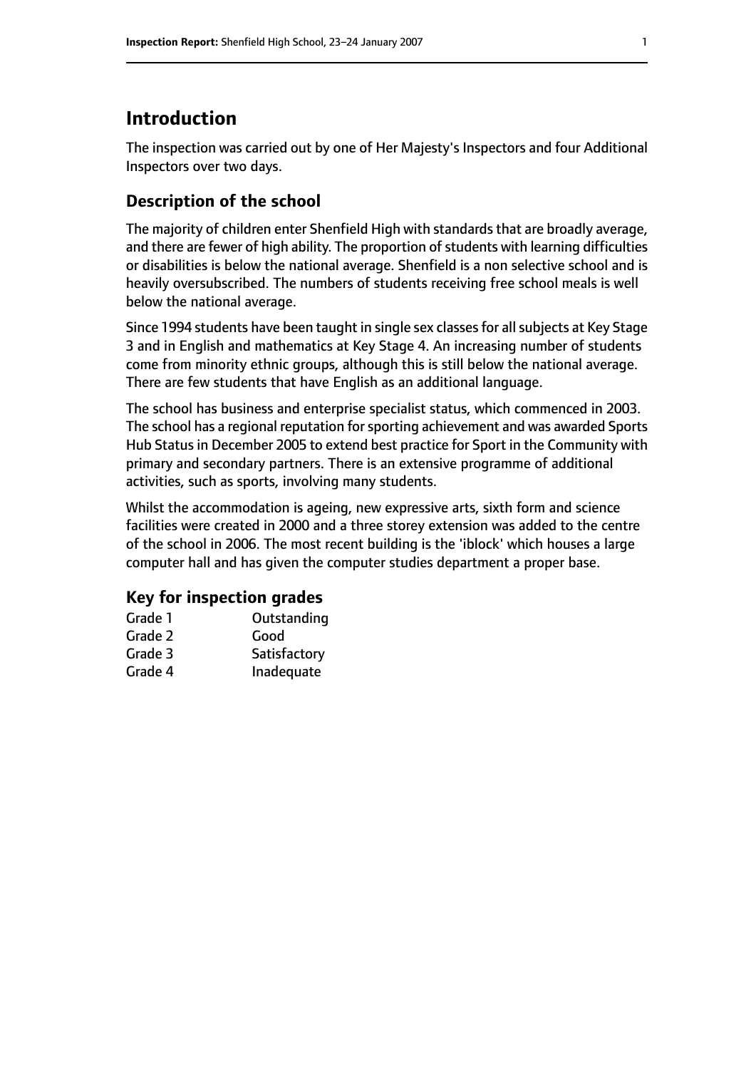# Introduction

The inspection was carried out by one of Her Majesty's Inspectors and four Additional Inspectors over two days.

## Description of the school

The majority of children enter Shenfield High with standards that are broadly average, and there are fewer of high ability. The proportion of students with learning difficulties or disabilities is below the national average. Shenfield is a non selective school and is heavily oversubscribed. The numbers of students receiving free school meals is well below the national average.

Since 1994 students have been taught in single sex classes for all subjects at Key Stage 3 and in English and mathematics at Key Stage 4. An increasing number of students come from minority ethnic groups, although this is still below the national average. There are few students that have English as an additional language.

The school has business and enterprise specialist status, which commenced in 2003. The school has a regional reputation for sporting achievement and was awarded Sports Hub Status in December 2005 to extend best practice for Sport in the Community with primary and secondary partners. There is an extensive programme of additional activities, such as sports, involving many students.

Whilst the accommodation is ageing, new expressive arts, sixth form and science facilities were created in 2000 and a three storey extension was added to the centre of the school in 2006. The most recent building is the 'iblock' which houses a large computer hall and has given the computer studies department a proper base.

### Key for inspection grades

| | |
|---|---|
| Grade 1 | Outstanding |
| Grade 2 | Good |
| Grade 3 | Satisfactory |
| Grade 4 | Inadequate |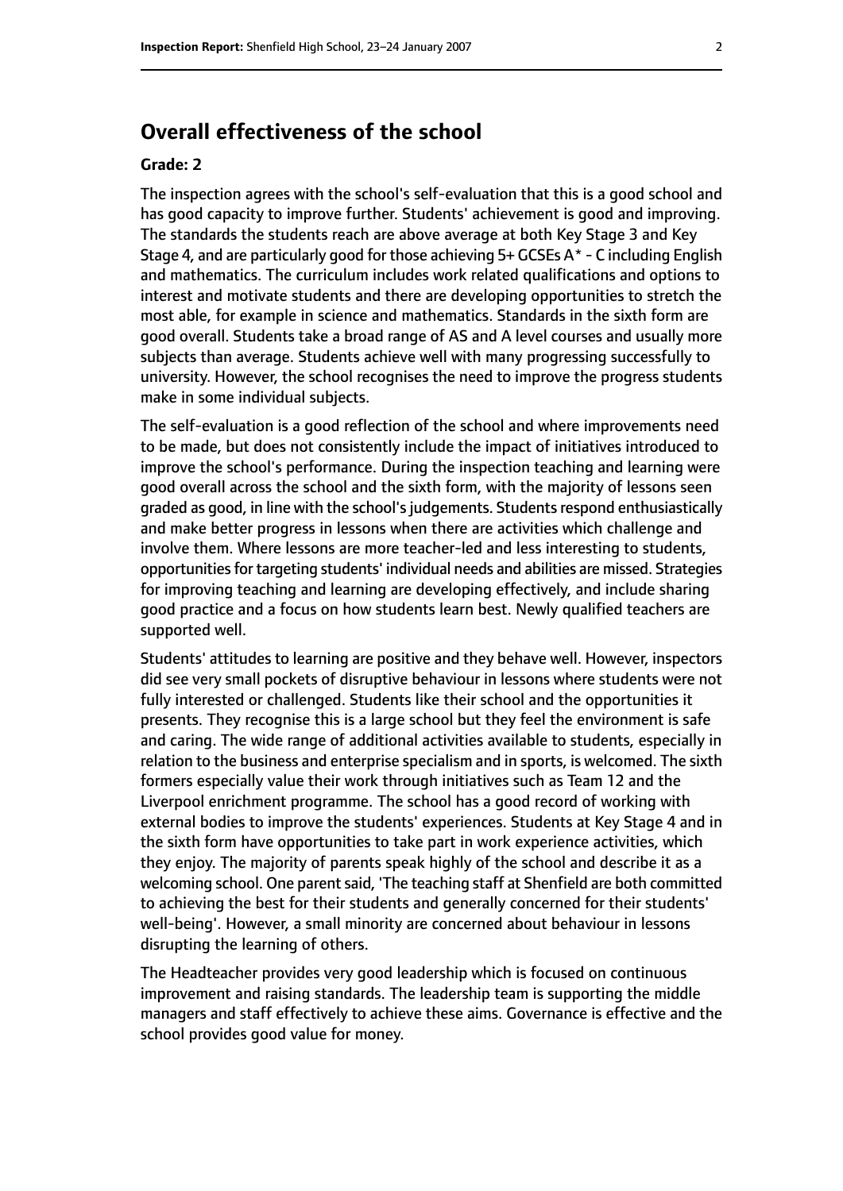# Overall effectiveness of the school

### Grade: 2

The inspection agrees with the school's self-evaluation that this is a good school and has good capacity to improve further. Students' achievement is good and improving. The standards the students reach are above average at both Key Stage 3 and Key Stage 4, and are particularly good for those achieving 5+ GCSEs A* - C including English and mathematics. The curriculum includes work related qualifications and options to interest and motivate students and there are developing opportunities to stretch the most able, for example in science and mathematics. Standards in the sixth form are good overall. Students take a broad range of AS and A level courses and usually more subjects than average. Students achieve well with many progressing successfully to university. However, the school recognises the need to improve the progress students make in some individual subjects.

The self-evaluation is a good reflection of the school and where improvements need to be made, but does not consistently include the impact of initiatives introduced to improve the school's performance. During the inspection teaching and learning were good overall across the school and the sixth form, with the majority of lessons seen graded as good, in line with the school's judgements. Students respond enthusiastically and make better progress in lessons when there are activities which challenge and involve them. Where lessons are more teacher-led and less interesting to students, opportunities for targeting students' individual needs and abilities are missed. Strategies for improving teaching and learning are developing effectively, and include sharing good practice and a focus on how students learn best. Newly qualified teachers are supported well.

Students' attitudes to learning are positive and they behave well. However, inspectors did see very small pockets of disruptive behaviour in lessons where students were not fully interested or challenged. Students like their school and the opportunities it presents. They recognise this is a large school but they feel the environment is safe and caring. The wide range of additional activities available to students, especially in relation to the business and enterprise specialism and in sports, is welcomed. The sixth formers especially value their work through initiatives such as Team 12 and the Liverpool enrichment programme. The school has a good record of working with external bodies to improve the students' experiences. Students at Key Stage 4 and in the sixth form have opportunities to take part in work experience activities, which they enjoy. The majority of parents speak highly of the school and describe it as a welcoming school. One parent said, 'The teaching staff at Shenfield are both committed to achieving the best for their students and generally concerned for their students' well-being'. However, a small minority are concerned about behaviour in lessons disrupting the learning of others.

The Headteacher provides very good leadership which is focused on continuous improvement and raising standards. The leadership team is supporting the middle managers and staff effectively to achieve these aims. Governance is effective and the school provides good value for money.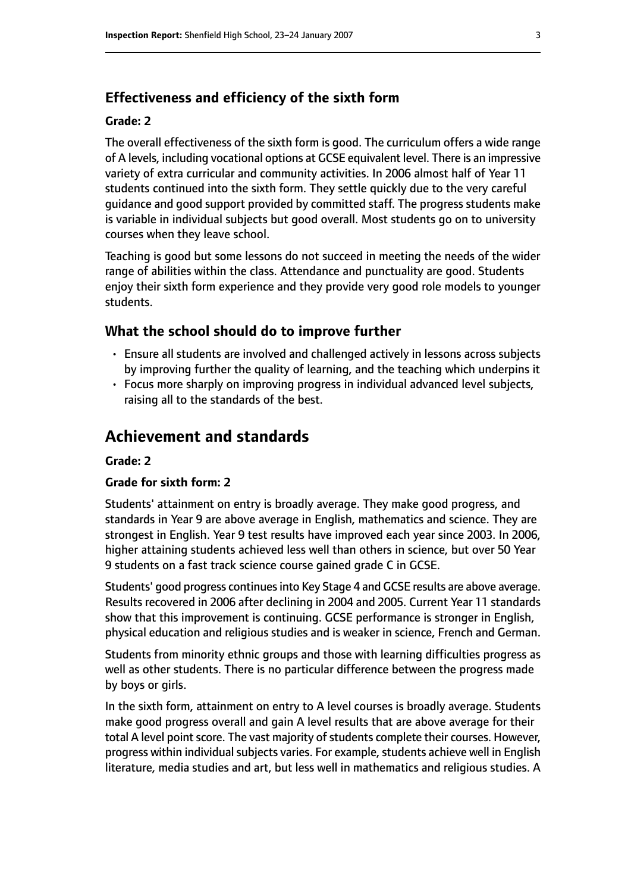### Effectiveness and efficiency of the sixth form

#### Grade: 2

The overall effectiveness of the sixth form is good. The curriculum offers a wide range of A levels, including vocational options at GCSE equivalent level. There is an impressive variety of extra curricular and community activities. In 2006 almost half of Year 11 students continued into the sixth form. They settle quickly due to the very careful guidance and good support provided by committed staff. The progress students make is variable in individual subjects but good overall. Most students go on to university courses when they leave school.

Teaching is good but some lessons do not succeed in meeting the needs of the wider range of abilities within the class. Attendance and punctuality are good. Students enjoy their sixth form experience and they provide very good role models to younger students.

### What the school should do to improve further

- Ensure all students are involved and challenged actively in lessons across subjects by improving further the quality of learning, and the teaching which underpins it
- Focus more sharply on improving progress in individual advanced level subjects, raising all to the standards of the best.

## Achievement and standards

#### Grade: 2

#### Grade for sixth form: 2

Students' attainment on entry is broadly average. They make good progress, and standards in Year 9 are above average in English, mathematics and science. They are strongest in English. Year 9 test results have improved each year since 2003. In 2006, higher attaining students achieved less well than others in science, but over 50 Year 9 students on a fast track science course gained grade C in GCSE.

Students' good progress continues into Key Stage 4 and GCSE results are above average. Results recovered in 2006 after declining in 2004 and 2005. Current Year 11 standards show that this improvement is continuing. GCSE performance is stronger in English, physical education and religious studies and is weaker in science, French and German.

Students from minority ethnic groups and those with learning difficulties progress as well as other students. There is no particular difference between the progress made by boys or girls.

In the sixth form, attainment on entry to A level courses is broadly average. Students make good progress overall and gain A level results that are above average for their total A level point score. The vast majority of students complete their courses. However, progress within individual subjects varies. For example, students achieve well in English literature, media studies and art, but less well in mathematics and religious studies. A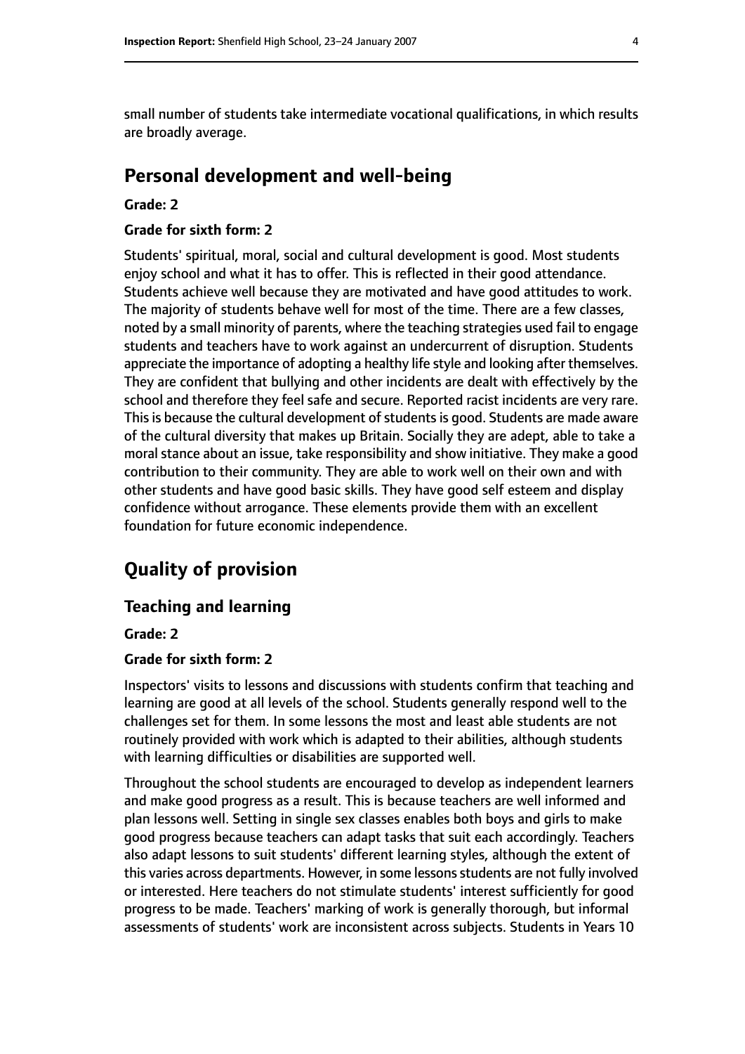small number of students take intermediate vocational qualifications, in which results are broadly average.

# Personal development and well-being

**Grade: 2**

**Grade for sixth form: 2**

Students' spiritual, moral, social and cultural development is good. Most students enjoy school and what it has to offer. This is reflected in their good attendance. Students achieve well because they are motivated and have good attitudes to work. The majority of students behave well for most of the time. There are a few classes, noted by a small minority of parents, where the teaching strategies used fail to engage students and teachers have to work against an undercurrent of disruption. Students appreciate the importance of adopting a healthy life style and looking after themselves. They are confident that bullying and other incidents are dealt with effectively by the school and therefore they feel safe and secure. Reported racist incidents are very rare. This is because the cultural development of students is good. Students are made aware of the cultural diversity that makes up Britain. Socially they are adept, able to take a moral stance about an issue, take responsibility and show initiative. They make a good contribution to their community. They are able to work well on their own and with other students and have good basic skills. They have good self esteem and display confidence without arrogance. These elements provide them with an excellent foundation for future economic independence.

# Quality of provision

## Teaching and learning

**Grade: 2**

**Grade for sixth form: 2**

Inspectors' visits to lessons and discussions with students confirm that teaching and learning are good at all levels of the school. Students generally respond well to the challenges set for them. In some lessons the most and least able students are not routinely provided with work which is adapted to their abilities, although students with learning difficulties or disabilities are supported well.

Throughout the school students are encouraged to develop as independent learners and make good progress as a result. This is because teachers are well informed and plan lessons well. Setting in single sex classes enables both boys and girls to make good progress because teachers can adapt tasks that suit each accordingly. Teachers also adapt lessons to suit students' different learning styles, although the extent of this varies across departments. However, in some lessons students are not fully involved or interested. Here teachers do not stimulate students' interest sufficiently for good progress to be made. Teachers' marking of work is generally thorough, but informal assessments of students' work are inconsistent across subjects. Students in Years 10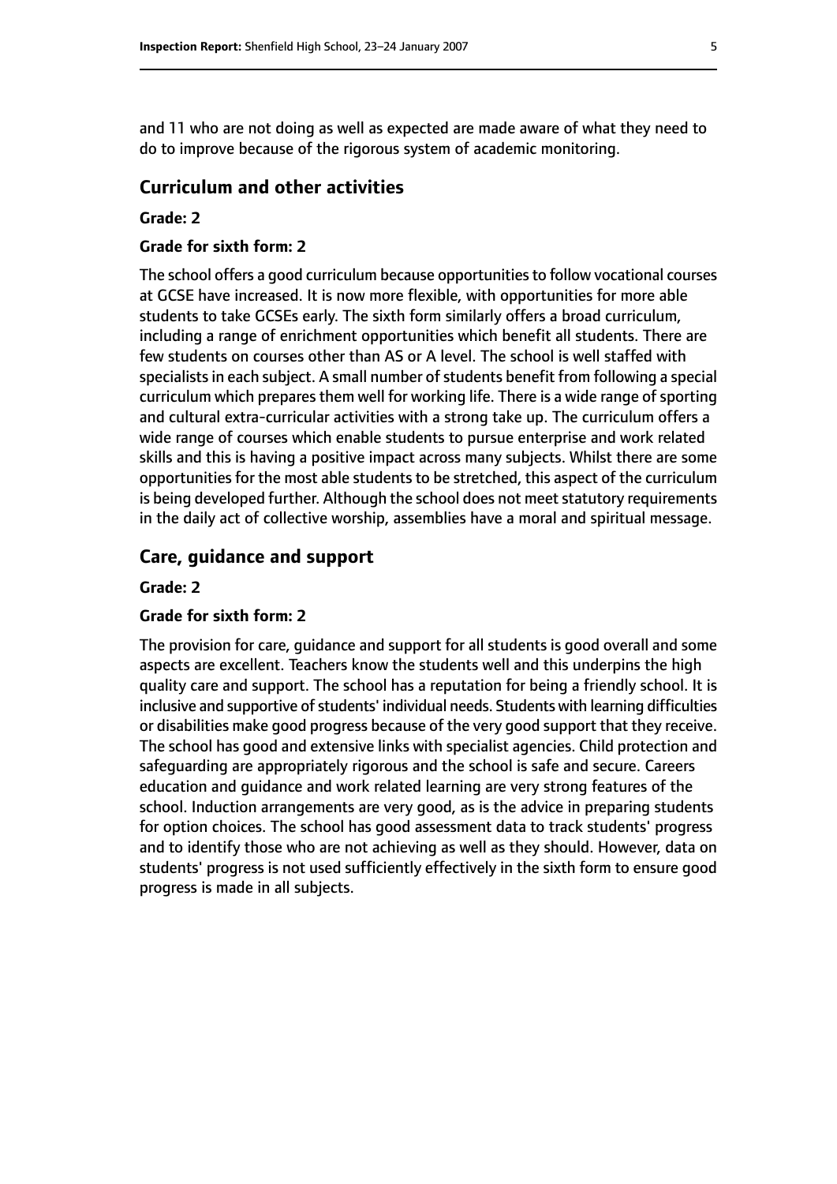and 11 who are not doing as well as expected are made aware of what they need to do to improve because of the rigorous system of academic monitoring.

## Curriculum and other activities

**Grade: 2**

**Grade for sixth form: 2**

The school offers a good curriculum because opportunities to follow vocational courses at GCSE have increased. It is now more flexible, with opportunities for more able students to take GCSEs early. The sixth form similarly offers a broad curriculum, including a range of enrichment opportunities which benefit all students. There are few students on courses other than AS or A level. The school is well staffed with specialists in each subject. A small number of students benefit from following a special curriculum which prepares them well for working life. There is a wide range of sporting and cultural extra-curricular activities with a strong take up. The curriculum offers a wide range of courses which enable students to pursue enterprise and work related skills and this is having a positive impact across many subjects. Whilst there are some opportunities for the most able students to be stretched, this aspect of the curriculum is being developed further. Although the school does not meet statutory requirements in the daily act of collective worship, assemblies have a moral and spiritual message.

## Care, guidance and support

**Grade: 2**

**Grade for sixth form: 2**

The provision for care, guidance and support for all students is good overall and some aspects are excellent. Teachers know the students well and this underpins the high quality care and support. The school has a reputation for being a friendly school. It is inclusive and supportive of students' individual needs. Students with learning difficulties or disabilities make good progress because of the very good support that they receive. The school has good and extensive links with specialist agencies. Child protection and safeguarding are appropriately rigorous and the school is safe and secure. Careers education and guidance and work related learning are very strong features of the school. Induction arrangements are very good, as is the advice in preparing students for option choices. The school has good assessment data to track students' progress and to identify those who are not achieving as well as they should. However, data on students' progress is not used sufficiently effectively in the sixth form to ensure good progress is made in all subjects.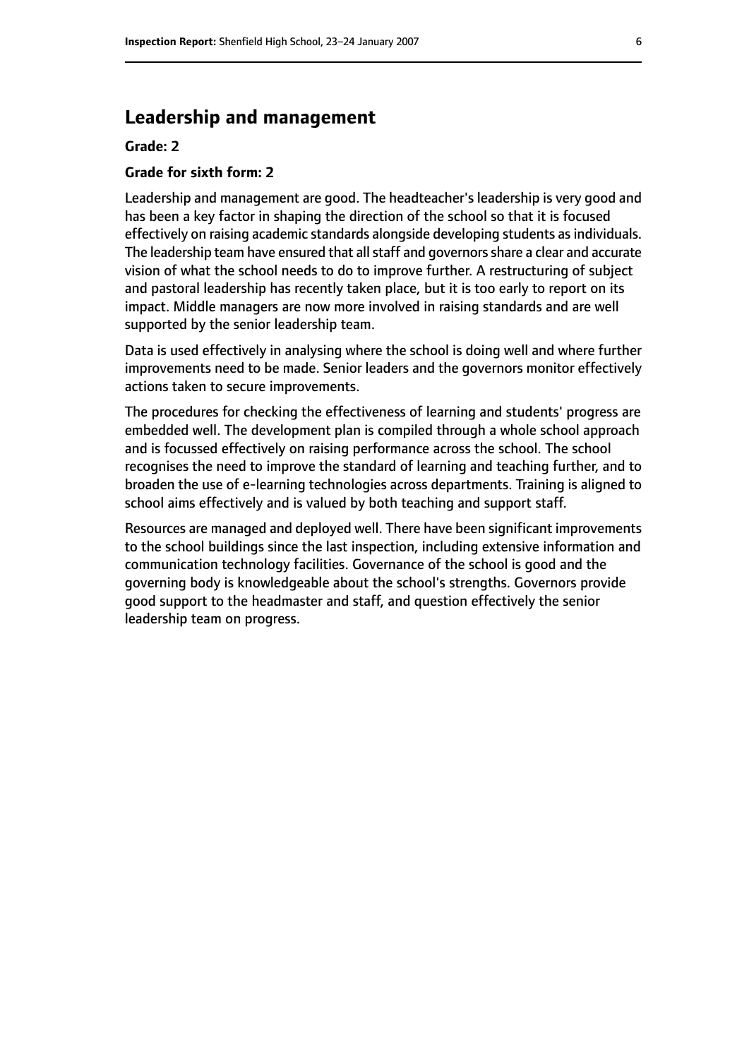## Leadership and management

**Grade: 2**

**Grade for sixth form: 2**

Leadership and management are good. The headteacher's leadership is very good and has been a key factor in shaping the direction of the school so that it is focused effectively on raising academic standards alongside developing students as individuals. The leadership team have ensured that all staff and governors share a clear and accurate vision of what the school needs to do to improve further. A restructuring of subject and pastoral leadership has recently taken place, but it is too early to report on its impact. Middle managers are now more involved in raising standards and are well supported by the senior leadership team.

Data is used effectively in analysing where the school is doing well and where further improvements need to be made. Senior leaders and the governors monitor effectively actions taken to secure improvements.

The procedures for checking the effectiveness of learning and students' progress are embedded well. The development plan is compiled through a whole school approach and is focussed effectively on raising performance across the school. The school recognises the need to improve the standard of learning and teaching further, and to broaden the use of e-learning technologies across departments. Training is aligned to school aims effectively and is valued by both teaching and support staff.

Resources are managed and deployed well. There have been significant improvements to the school buildings since the last inspection, including extensive information and communication technology facilities. Governance of the school is good and the governing body is knowledgeable about the school's strengths. Governors provide good support to the headmaster and staff, and question effectively the senior leadership team on progress.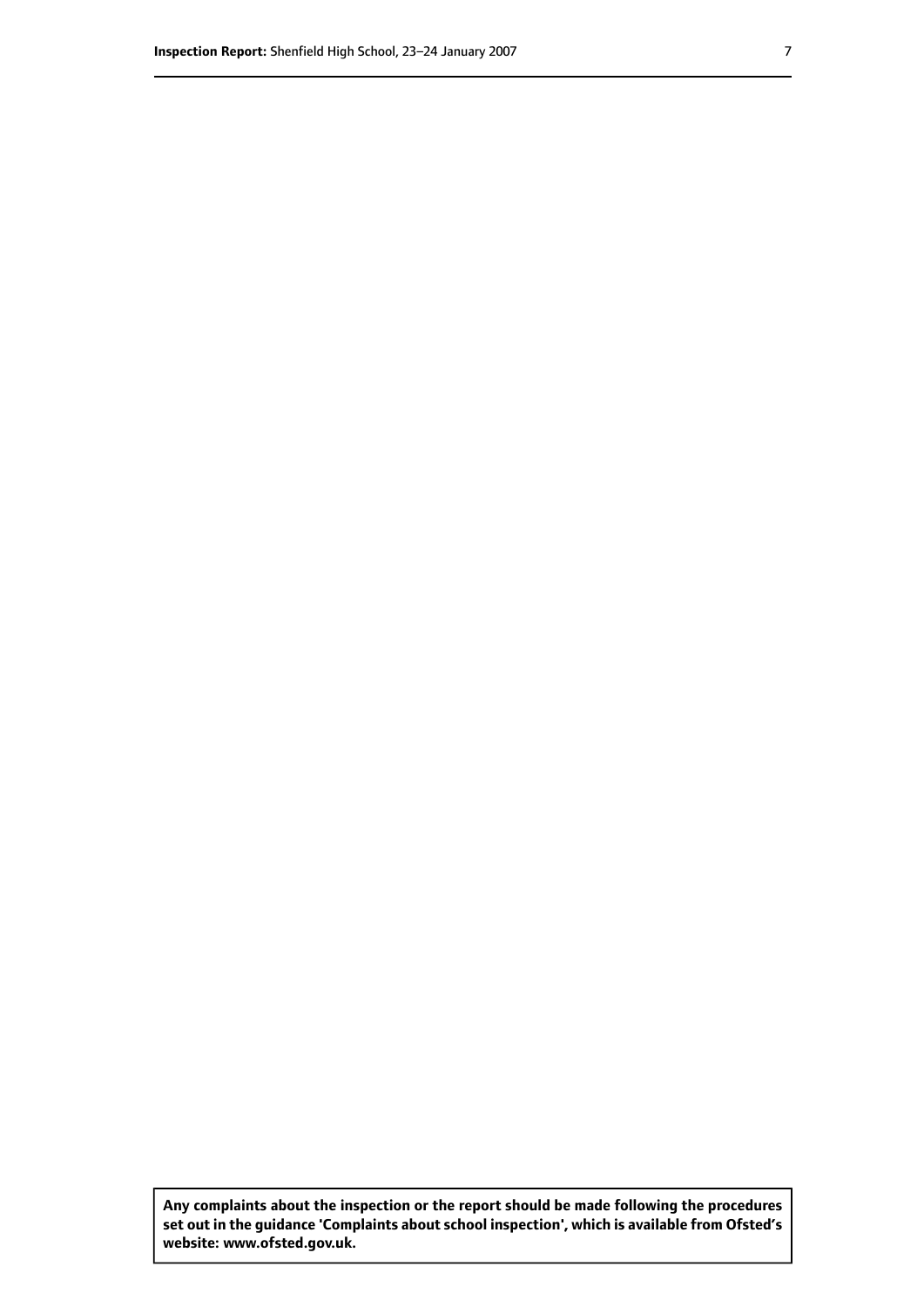**Any complaints about the inspection or the report should be made following the procedures set out in the guidance 'Complaints about school inspection', which is available from Ofsted's website: www.ofsted.gov.uk.**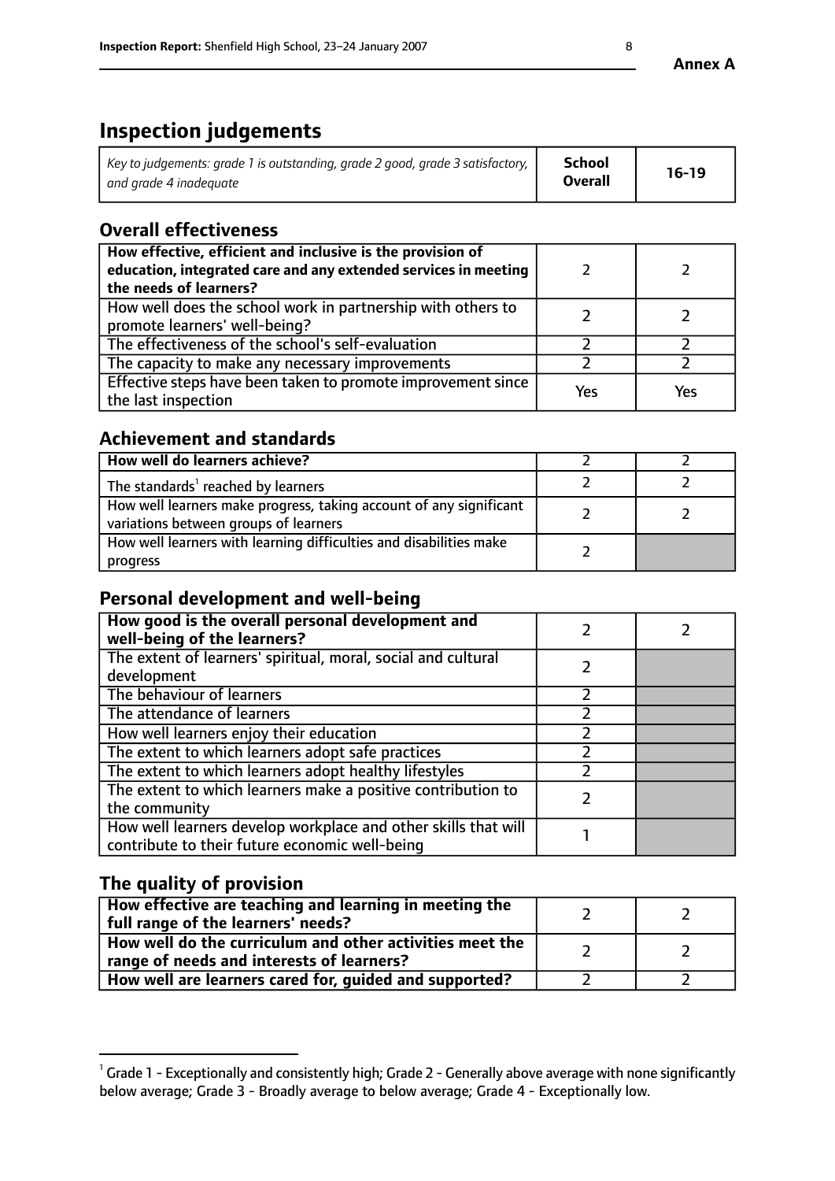**Annex A**

# Inspection judgements

| *Key to judgements: grade 1 is outstanding, grade 2 good, grade 3 satisfactory, and grade 4 inadequate* | **School Overall** | **16-19** |
|---|---|---|

## Overall effectiveness

| | | |
|---|---|---|
| **How effective, efficient and inclusive is the provision of education, integrated care and any extended services in meeting the needs of learners?** | 2 | 2 |
| How well does the school work in partnership with others to promote learners' well-being? | 2 | 2 |
| The effectiveness of the school's self-evaluation | 2 | 2 |
| The capacity to make any necessary improvements | 2 | 2 |
| Effective steps have been taken to promote improvement since the last inspection | Yes | Yes |

## Achievement and standards

| | | |
|---|---|---|
| **How well do learners achieve?** | 2 | 2 |
| The standards[1] reached by learners | 2 | 2 |
| How well learners make progress, taking account of any significant variations between groups of learners | 2 | 2 |
| How well learners with learning difficulties and disabilities make progress | 2 | |

## Personal development and well-being

| | | |
|---|---|---|
| **How good is the overall personal development and well-being of the learners?** | 2 | 2 |
| The extent of learners' spiritual, moral, social and cultural development | 2 | |
| The behaviour of learners | 2 | |
| The attendance of learners | 2 | |
| How well learners enjoy their education | 2 | |
| The extent to which learners adopt safe practices | 2 | |
| The extent to which learners adopt healthy lifestyles | 2 | |
| The extent to which learners make a positive contribution to the community | 2 | |
| How well learners develop workplace and other skills that will contribute to their future economic well-being | 1 | |

## The quality of provision

| | | |
|---|---|---|
| **How effective are teaching and learning in meeting the full range of the learners' needs?** | 2 | 2 |
| **How well do the curriculum and other activities meet the range of needs and interests of learners?** | 2 | 2 |
| **How well are learners cared for, guided and supported?** | 2 | 2 |

[1] Grade 1 - Exceptionally and consistently high; Grade 2 - Generally above average with none significantly below average; Grade 3 - Broadly average to below average; Grade 4 - Exceptionally low.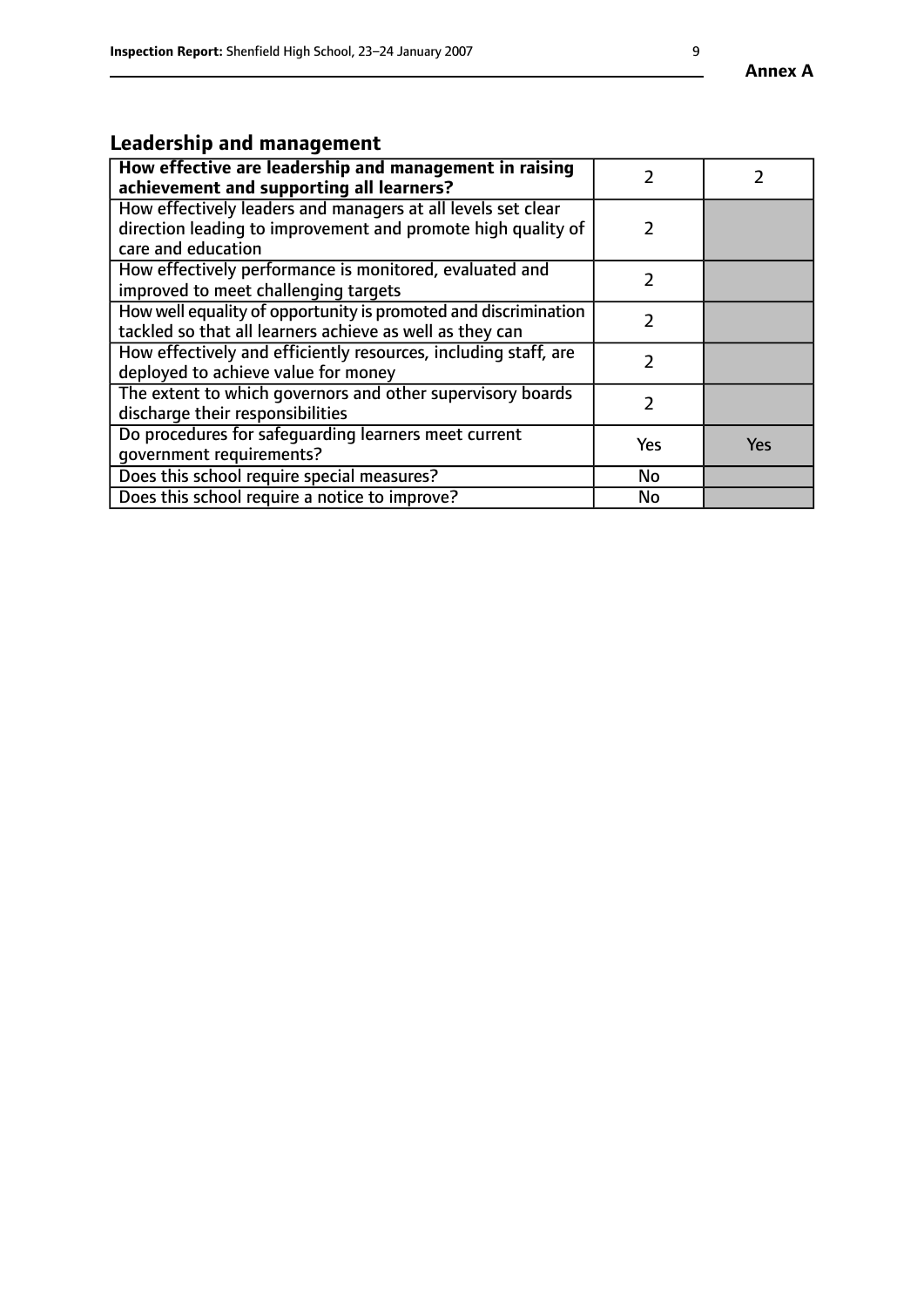## Leadership and management

| How effective are leadership and management in raising achievement and supporting all learners? | 2 | 2 |
|---|---|---|
| How effectively leaders and managers at all levels set clear direction leading to improvement and promote high quality of care and education | 2 | |
| How effectively performance is monitored, evaluated and improved to meet challenging targets | 2 | |
| How well equality of opportunity is promoted and discrimination tackled so that all learners achieve as well as they can | 2 | |
| How effectively and efficiently resources, including staff, are deployed to achieve value for money | 2 | |
| The extent to which governors and other supervisory boards discharge their responsibilities | 2 | |
| Do procedures for safeguarding learners meet current government requirements? | Yes | Yes |
| Does this school require special measures? | No | |
| Does this school require a notice to improve? | No | |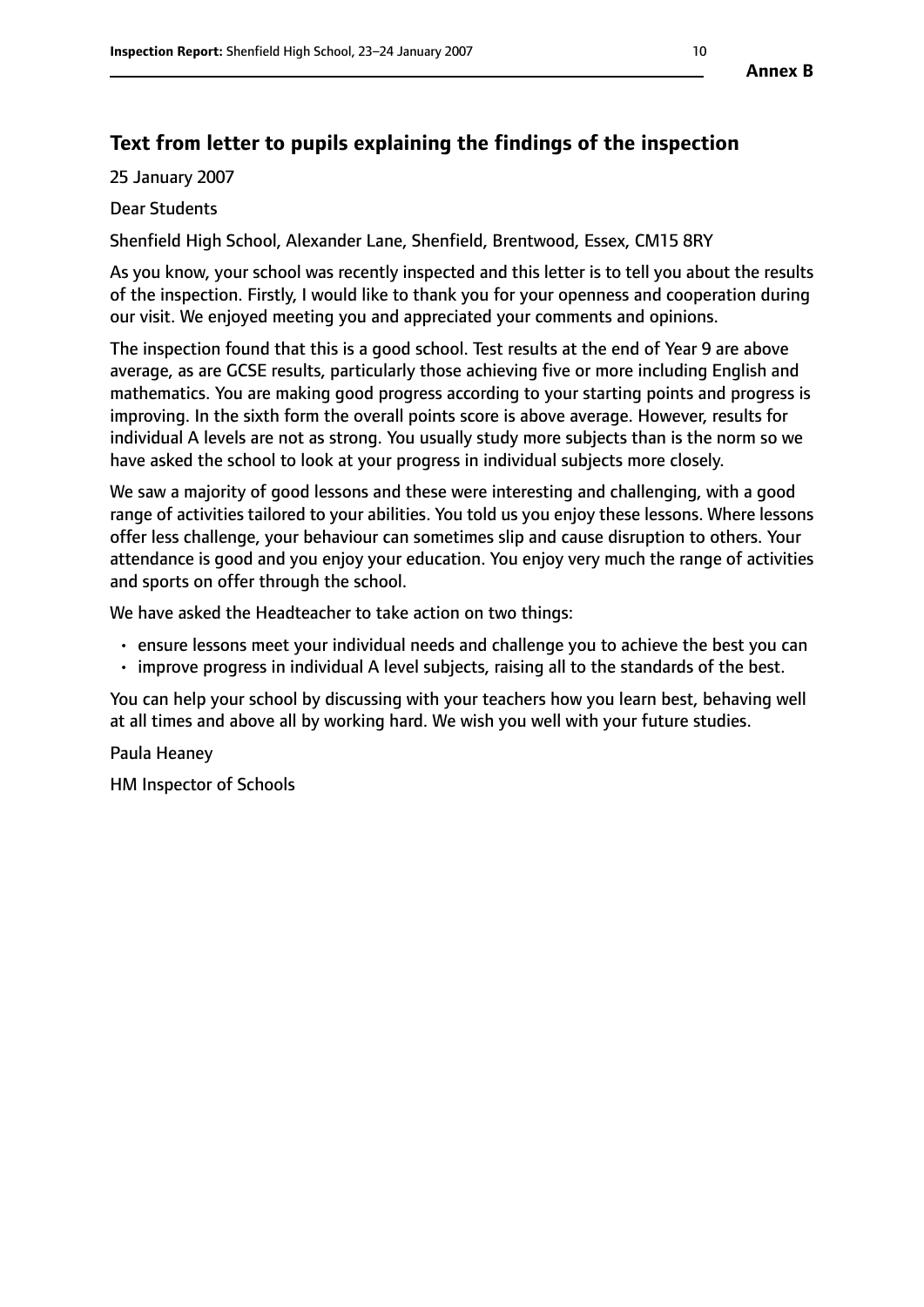## Text from letter to pupils explaining the findings of the inspection

25 January 2007

Dear Students

Shenfield High School, Alexander Lane, Shenfield, Brentwood, Essex, CM15 8RY

As you know, your school was recently inspected and this letter is to tell you about the results of the inspection. Firstly, I would like to thank you for your openness and cooperation during our visit. We enjoyed meeting you and appreciated your comments and opinions.

The inspection found that this is a good school. Test results at the end of Year 9 are above average, as are GCSE results, particularly those achieving five or more including English and mathematics. You are making good progress according to your starting points and progress is improving. In the sixth form the overall points score is above average. However, results for individual A levels are not as strong. You usually study more subjects than is the norm so we have asked the school to look at your progress in individual subjects more closely.

We saw a majority of good lessons and these were interesting and challenging, with a good range of activities tailored to your abilities. You told us you enjoy these lessons. Where lessons offer less challenge, your behaviour can sometimes slip and cause disruption to others. Your attendance is good and you enjoy your education. You enjoy very much the range of activities and sports on offer through the school.

We have asked the Headteacher to take action on two things:

- ensure lessons meet your individual needs and challenge you to achieve the best you can
- improve progress in individual A level subjects, raising all to the standards of the best.

You can help your school by discussing with your teachers how you learn best, behaving well at all times and above all by working hard. We wish you well with your future studies.

Paula Heaney

HM Inspector of Schools